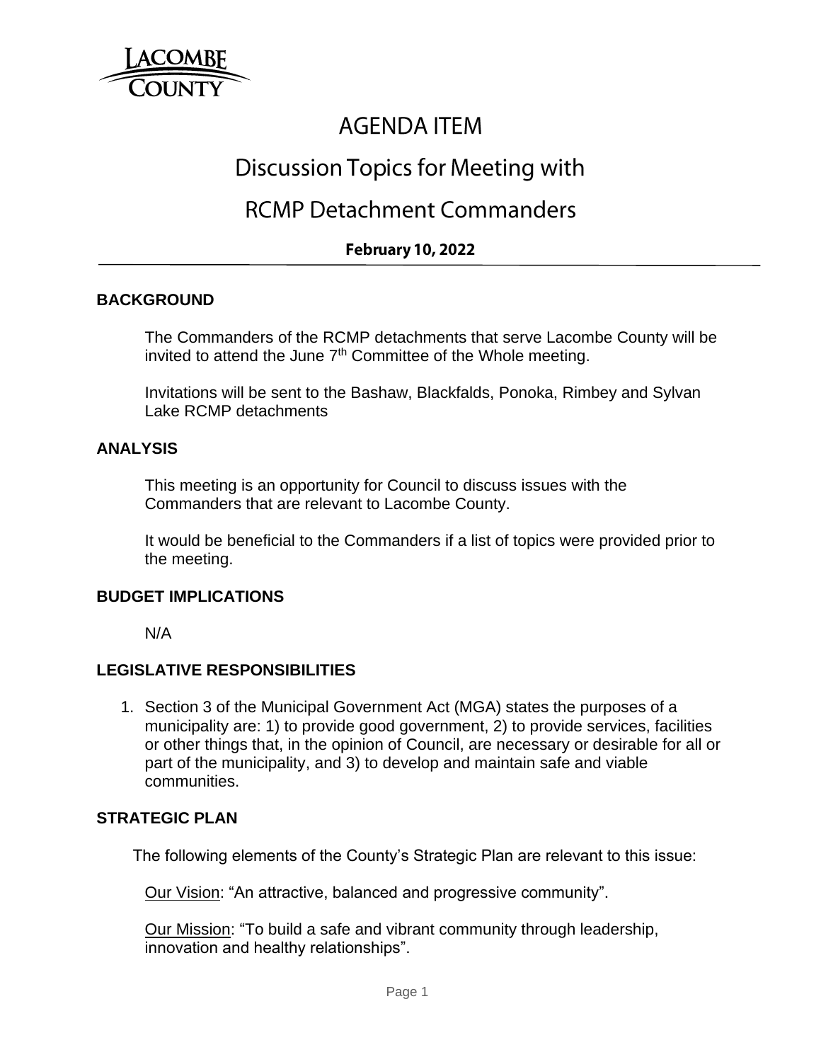# AGENDA ITEM

## Discussion Topics for Meeting with

## RCMP Detachment Commanders

**February 10, 2022**

### BACKGROUND

The Commanders of the RCMP detachments that serve Lacombe County will be invited to attend the June 7th Committee of the Whole meeting.

Invitations will be sent to the Bashaw, Blackfalds, Ponoka, Rimbey and Sylvan Lake RCMP detachments

### ANALYSIS

This meeting is an opportunity for Council to discuss issues with the Commanders that are relevant to Lacombe County.

It would be beneficial to the Commanders if a list of topics were provided prior to the meeting.

### BUDGET IMPLICATIONS

N/A

### LEGISLATIVE RESPONSIBILITIES

1. Section 3 of the Municipal Government Act (MGA) states the purposes of a municipality are: 1) to provide good government, 2) to provide services, facilities or other things that, in the opinion of Council, are necessary or desirable for all or part of the municipality, and 3) to develop and maintain safe and viable communities.

### STRATEGIC PLAN

The following elements of the County's Strategic Plan are relevant to this issue:

Our Vision: "An attractive, balanced and progressive community".

Our Mission: "To build a safe and vibrant community through leadership, innovation and healthy relationships".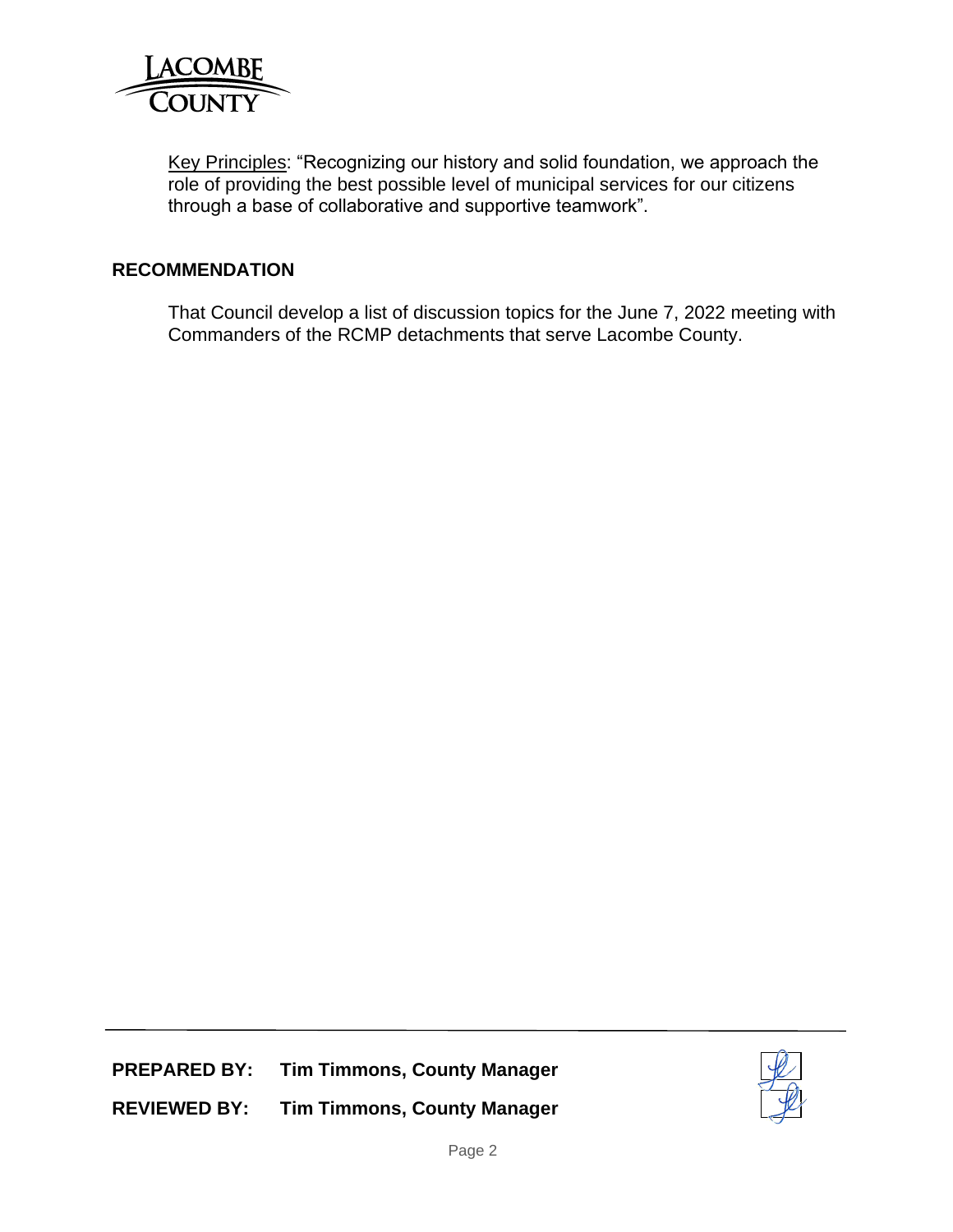Key Principles: “Recognizing our history and solid foundation, we approach the role of providing the best possible level of municipal services for our citizens through a base of collaborative and supportive teamwork”.

## RECOMMENDATION

That Council develop a list of discussion topics for the June 7, 2022 meeting with Commanders of the RCMP detachments that serve Lacombe County.

---

**PREPARED BY:** **Tim Timmons, County Manager**

**REVIEWED BY:** **Tim Timmons, County Manager**